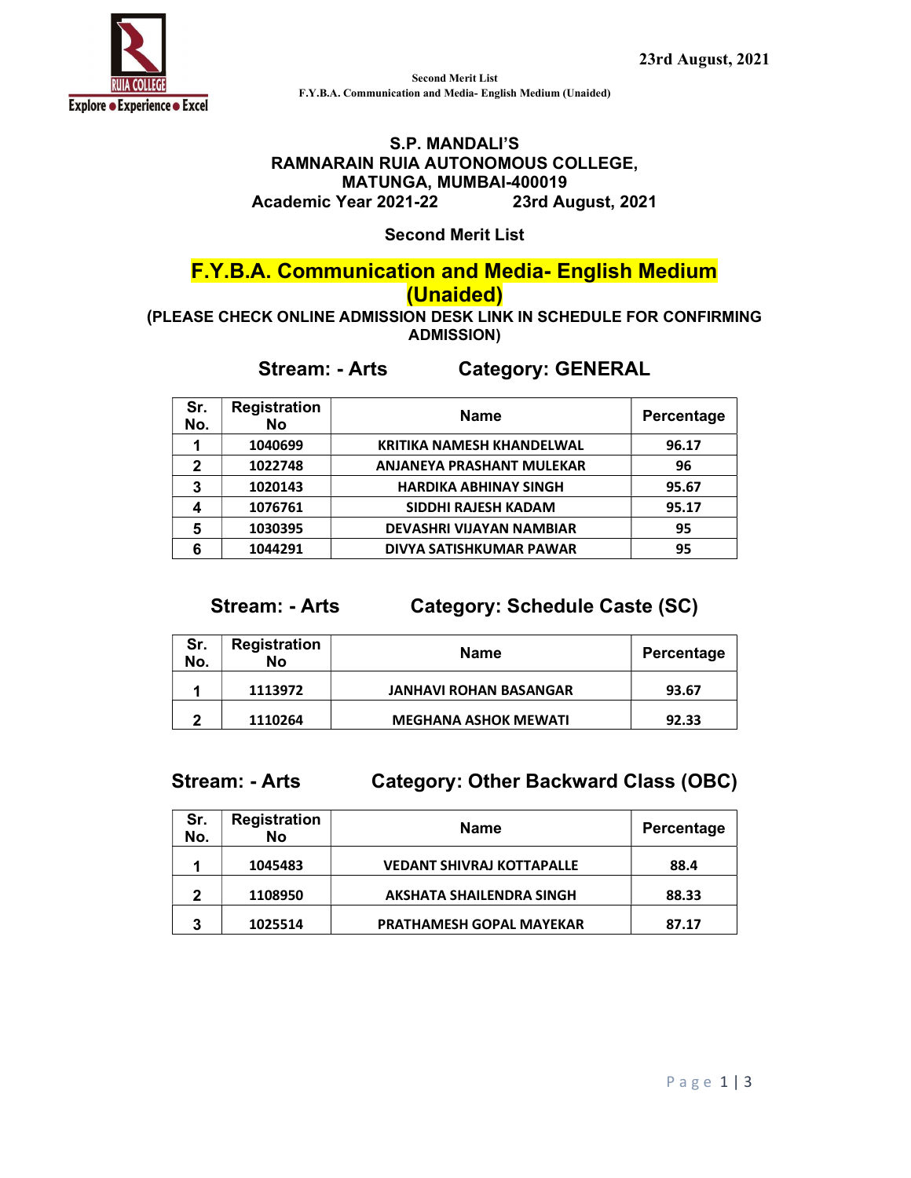# S.P. MANDALI'S
# RAMNARAIN RUIA AUTONOMOUS COLLEGE,
# MATUNGA, MUMBAI-400019

**Academic Year 2021-22 23rd August, 2021**

## Second Merit List

## F.Y.B.A. Communication and Media- English Medium (Unaided)

**(PLEASE CHECK ONLINE ADMISSION DESK LINK IN SCHEDULE FOR CONFIRMING ADMISSION)**

### Stream: - Arts Category: GENERAL

| Sr. No. | Registration No | Name | Percentage |
|---|---|---|---|
| 1 | 1040699 | KRITIKA NAMESH KHANDELWAL | 96.17 |
| 2 | 1022748 | ANJANEYA PRASHANT MULEKAR | 96 |
| 3 | 1020143 | HARDIKA ABHINAY SINGH | 95.67 |
| 4 | 1076761 | SIDDHI RAJESH KADAM | 95.17 |
| 5 | 1030395 | DEVASHRI VIJAYAN NAMBIAR | 95 |
| 6 | 1044291 | DIVYA SATISHKUMAR PAWAR | 95 |

### Stream: - Arts Category: Schedule Caste (SC)

| Sr. No. | Registration No | Name | Percentage |
|---|---|---|---|
| 1 | 1113972 | JANHAVI ROHAN BASANGAR | 93.67 |
| 2 | 1110264 | MEGHANA ASHOK MEWATI | 92.33 |

### Stream: - Arts Category: Other Backward Class (OBC)

| Sr. No. | Registration No | Name | Percentage |
|---|---|---|---|
| 1 | 1045483 | VEDANT SHIVRAJ KOTTAPALLE | 88.4 |
| 2 | 1108950 | AKSHATA SHAILENDRA SINGH | 88.33 |
| 3 | 1025514 | PRATHAMESH GOPAL MAYEKAR | 87.17 |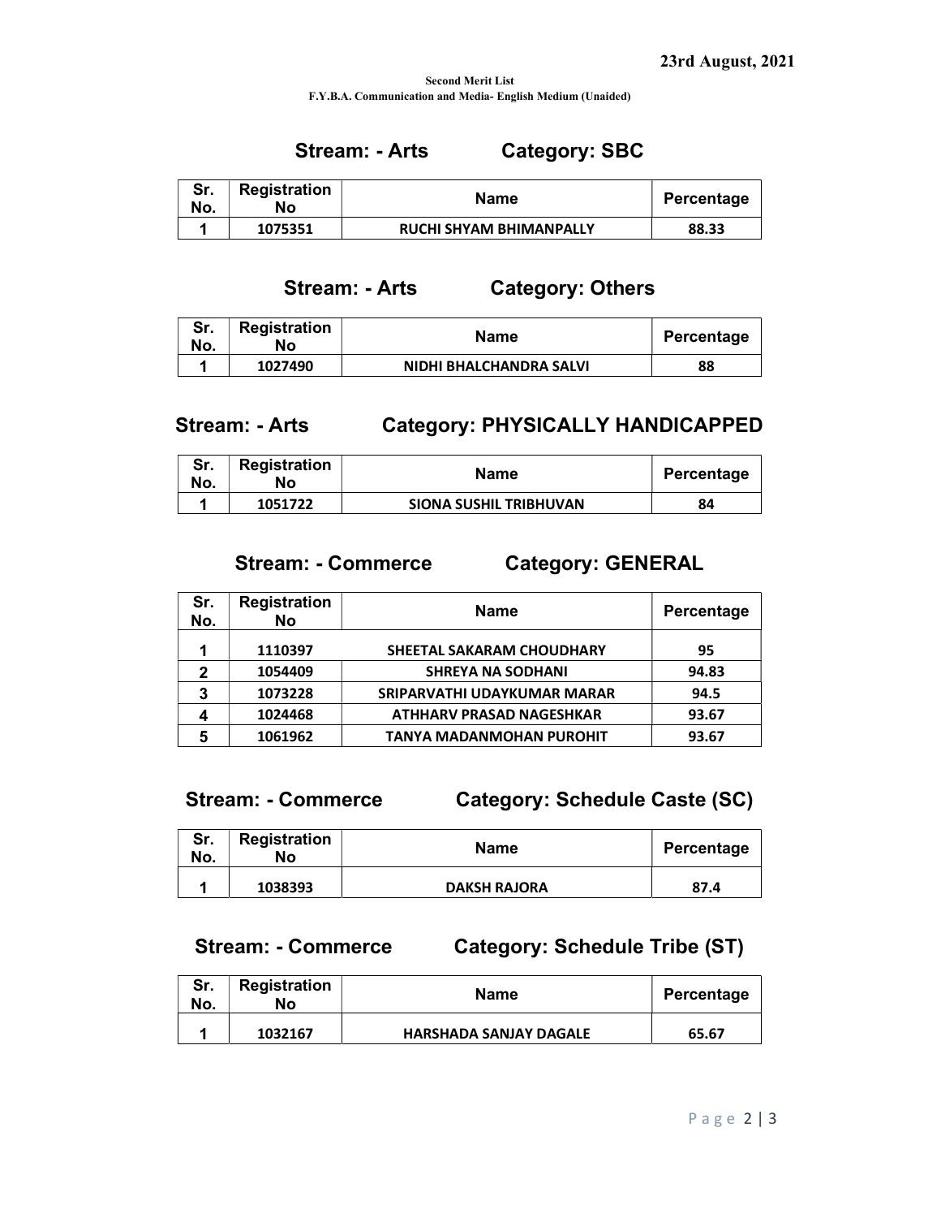23rd August, 2021

**Second Merit List**
**F.Y.B.A. Communication and Media- English Medium (Unaided)**

## Stream: - Arts Category: SBC

| Sr. No. | Registration No | Name | Percentage |
|---|---|---|---|
| 1 | 1075351 | RUCHI SHYAM BHIMANPALLY | 88.33 |

## Stream: - Arts Category: Others

| Sr. No. | Registration No | Name | Percentage |
|---|---|---|---|
| 1 | 1027490 | NIDHI BHALCHANDRA SALVI | 88 |

## Stream: - Arts Category: PHYSICALLY HANDICAPPED

| Sr. No. | Registration No | Name | Percentage |
|---|---|---|---|
| 1 | 1051722 | SIONA SUSHIL TRIBHUVAN | 84 |

## Stream: - Commerce Category: GENERAL

| Sr. No. | Registration No | Name | Percentage |
|---|---|---|---|
| 1 | 1110397 | SHEETAL SAKARAM CHOUDHARY | 95 |
| 2 | 1054409 | SHREYA NA SODHANI | 94.83 |
| 3 | 1073228 | SRIPARVATHI UDAYKUMAR MARAR | 94.5 |
| 4 | 1024468 | ATHHARV PRASAD NAGESHKAR | 93.67 |
| 5 | 1061962 | TANYA MADANMOHAN PUROHIT | 93.67 |

## Stream: - Commerce Category: Schedule Caste (SC)

| Sr. No. | Registration No | Name | Percentage |
|---|---|---|---|
| 1 | 1038393 | DAKSH RAJORA | 87.4 |

## Stream: - Commerce Category: Schedule Tribe (ST)

| Sr. No. | Registration No | Name | Percentage |
|---|---|---|---|
| 1 | 1032167 | HARSHADA SANJAY DAGALE | 65.67 |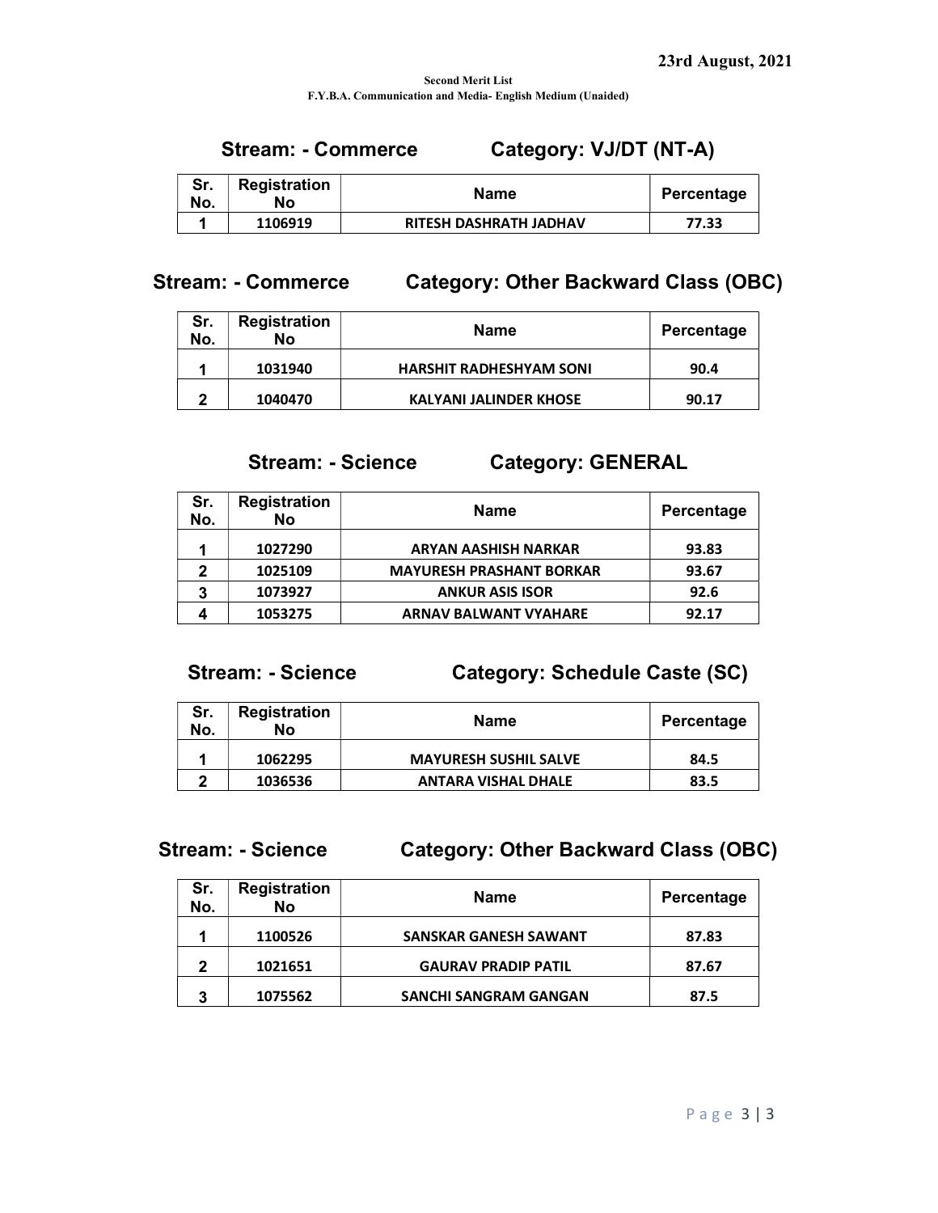23rd August, 2021

**Second Merit List**
**F.Y.B.A. Communication and Media- English Medium (Unaided)**

### Stream: - Commerce Category: VJ/DT (NT-A)

| Sr. No. | Registration No | Name | Percentage |
|---|---|---|---|
| 1 | 1106919 | RITESH DASHRATH JADHAV | 77.33 |

### Stream: - Commerce Category: Other Backward Class (OBC)

| Sr. No. | Registration No | Name | Percentage |
|---|---|---|---|
| 1 | 1031940 | HARSHIT RADHESHYAM SONI | 90.4 |
| 2 | 1040470 | KALYANI JALINDER KHOSE | 90.17 |

### Stream: - Science Category: GENERAL

| Sr. No. | Registration No | Name | Percentage |
|---|---|---|---|
| 1 | 1027290 | ARYAN AASHISH NARKAR | 93.83 |
| 2 | 1025109 | MAYURESH PRASHANT BORKAR | 93.67 |
| 3 | 1073927 | ANKUR ASIS ISOR | 92.6 |
| 4 | 1053275 | ARNAV BALWANT VYAHARE | 92.17 |

### Stream: - Science Category: Schedule Caste (SC)

| Sr. No. | Registration No | Name | Percentage |
|---|---|---|---|
| 1 | 1062295 | MAYURESH SUSHIL SALVE | 84.5 |
| 2 | 1036536 | ANTARA VISHAL DHALE | 83.5 |

### Stream: - Science Category: Other Backward Class (OBC)

| Sr. No. | Registration No | Name | Percentage |
|---|---|---|---|
| 1 | 1100526 | SANSKAR GANESH SAWANT | 87.83 |
| 2 | 1021651 | GAURAV PRADIP PATIL | 87.67 |
| 3 | 1075562 | SANCHI SANGRAM GANGAN | 87.5 |